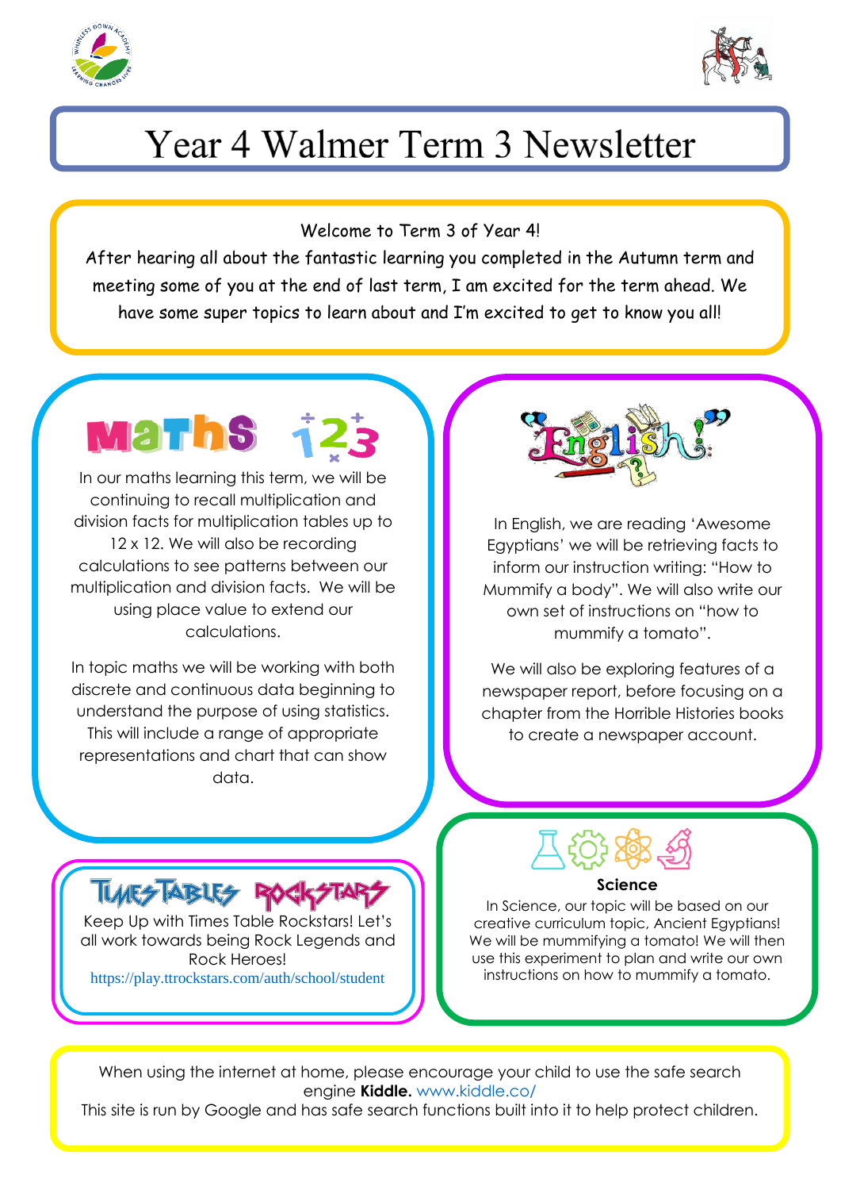# Year 4 Walmer Term 3 Newsletter

Welcome to Term 3 of Year 4!

After hearing all about the fantastic learning you completed in the Autumn term and meeting some of you at the end of last term, I am excited for the term ahead. We have some super topics to learn about and I'm excited to get to know you all!

## Maths

In our maths learning this term, we will be continuing to recall multiplication and division facts for multiplication tables up to 12 x 12. We will also be recording calculations to see patterns between our multiplication and division facts. We will be using place value to extend our calculations.

In topic maths we will be working with both discrete and continuous data beginning to understand the purpose of using statistics. This will include a range of appropriate representations and chart that can show data.

## English

In English, we are reading 'Awesome Egyptians' we will be retrieving facts to inform our instruction writing: "How to Mummify a body". We will also write our own set of instructions on "how to mummify a tomato".

We will also be exploring features of a newspaper report, before focusing on a chapter from the Horrible Histories books to create a newspaper account.

## Times Tables Rockstars

Keep Up with Times Table Rockstars! Let's all work towards being Rock Legends and Rock Heroes!

https://play.ttrockstars.com/auth/school/student

## Science

In Science, our topic will be based on our creative curriculum topic, Ancient Egyptians! We will be mummifying a tomato! We will then use this experiment to plan and write our own instructions on how to mummify a tomato.

When using the internet at home, please encourage your child to use the safe search engine **Kiddle.** www.kiddle.co/

This site is run by Google and has safe search functions built into it to help protect children.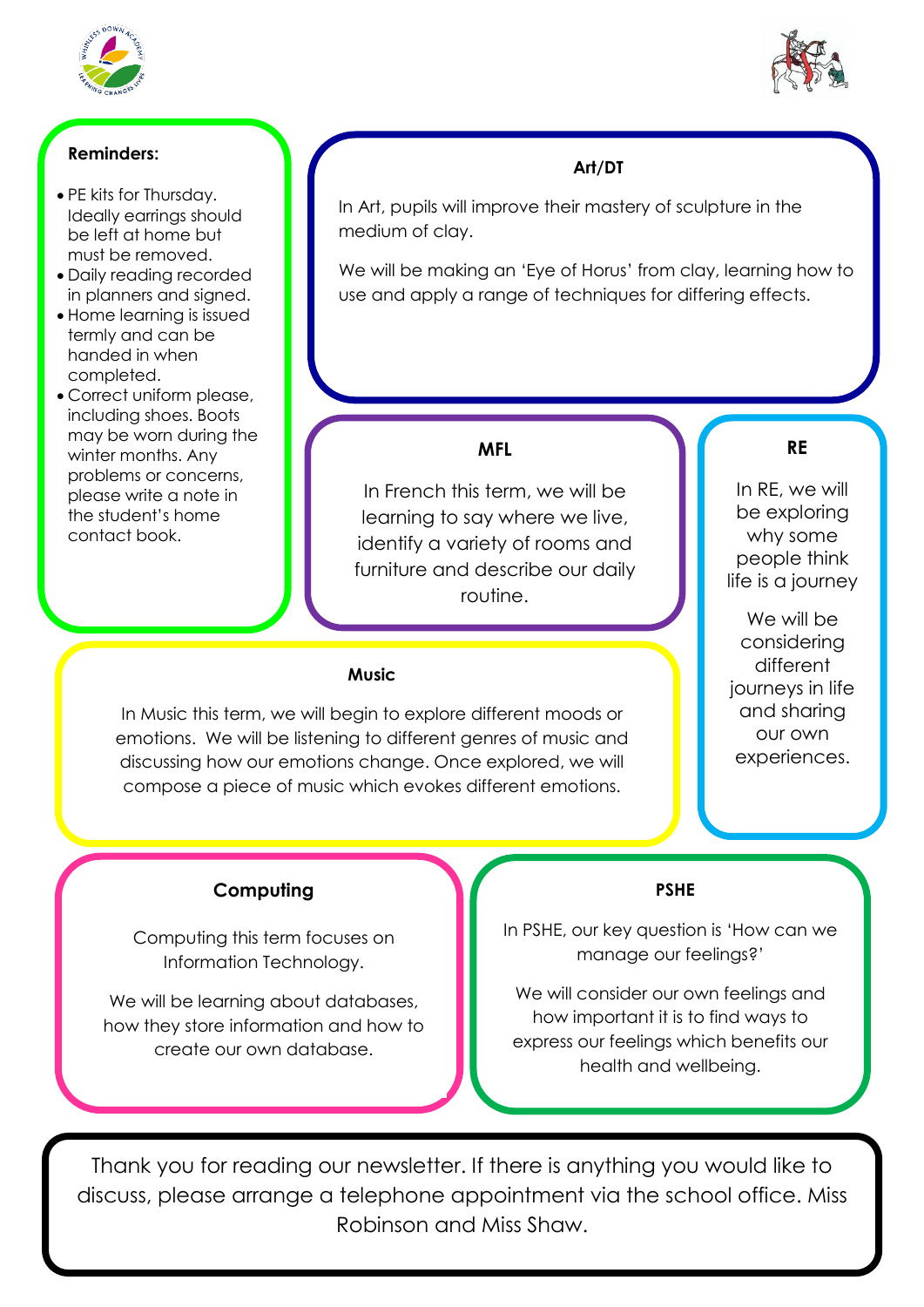**Reminders:**

- PE kits for Thursday. Ideally earrings should be left at home but must be removed.
- Daily reading recorded in planners and signed.
- Home learning is issued termly and can be handed in when completed.
- Correct uniform please, including shoes. Boots may be worn during the winter months. Any problems or concerns, please write a note in the student's home contact book.

## Art/DT

In Art, pupils will improve their mastery of sculpture in the medium of clay.

We will be making an 'Eye of Horus' from clay, learning how to use and apply a range of techniques for differing effects.

## MFL

In French this term, we will be learning to say where we live, identify a variety of rooms and furniture and describe our daily routine.

## RE

In RE, we will be exploring why some people think life is a journey

We will be considering different journeys in life and sharing our own experiences.

## Music

In Music this term, we will begin to explore different moods or emotions. We will be listening to different genres of music and discussing how our emotions change. Once explored, we will compose a piece of music which evokes different emotions.

## Computing

Computing this term focuses on Information Technology.

We will be learning about databases, how they store information and how to create our own database.

## PSHE

In PSHE, our key question is 'How can we manage our feelings?'

We will consider our own feelings and how important it is to find ways to express our feelings which benefits our health and wellbeing.

Thank you for reading our newsletter. If there is anything you would like to discuss, please arrange a telephone appointment via the school office. Miss Robinson and Miss Shaw.